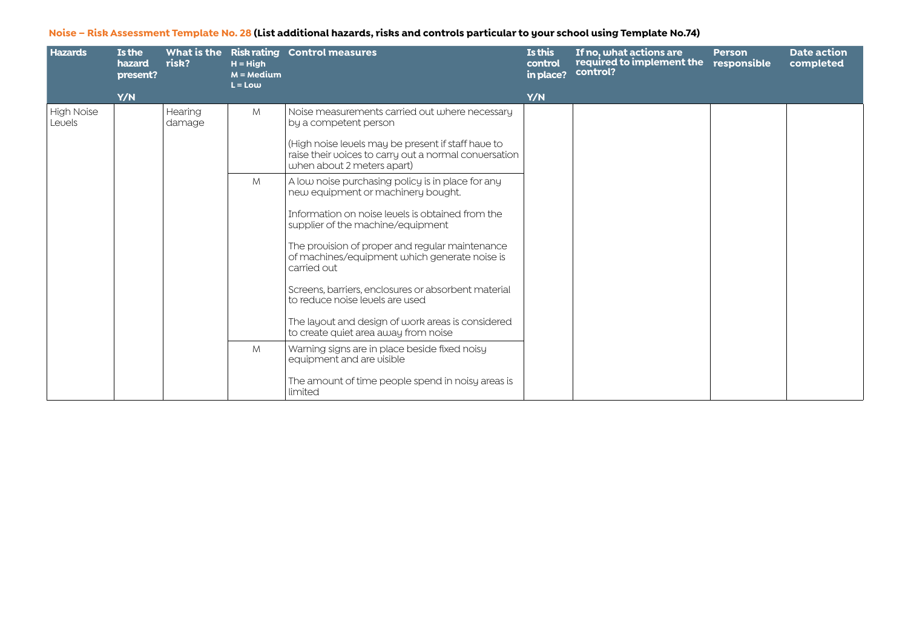**Noise – Risk Assessment Template No. 28 (List additional hazards, risks and controls particular to your school using Template No.74)**

| Hazards | Is the hazard present? Y/N | What is the risk? | Risk rating H = High M = Medium L = Low | Control measures | Is this control in place? Y/N | If no, what actions are required to implement the control? | Person responsible | Date action completed |
|---|---|---|---|---|---|---|---|---|
| High Noise Levels | | Hearing damage | M | Noise measurements carried out where necessary by a competent person<br><br>(High noise levels may be present if staff have to raise their voices to carry out a normal conversation when about 2 meters apart) | | | | |
| | | | M | A low noise purchasing policy is in place for any new equipment or machinery bought.<br><br>Information on noise levels is obtained from the supplier of the machine/equipment<br><br>The provision of proper and regular maintenance of machines/equipment which generate noise is carried out<br><br>Screens, barriers, enclosures or absorbent material to reduce noise levels are used<br><br>The layout and design of work areas is considered to create quiet area away from noise | | | | |
| | | | M | Warning signs are in place beside fixed noisy equipment and are visible<br><br>The amount of time people spend in noisy areas is limited | | | | |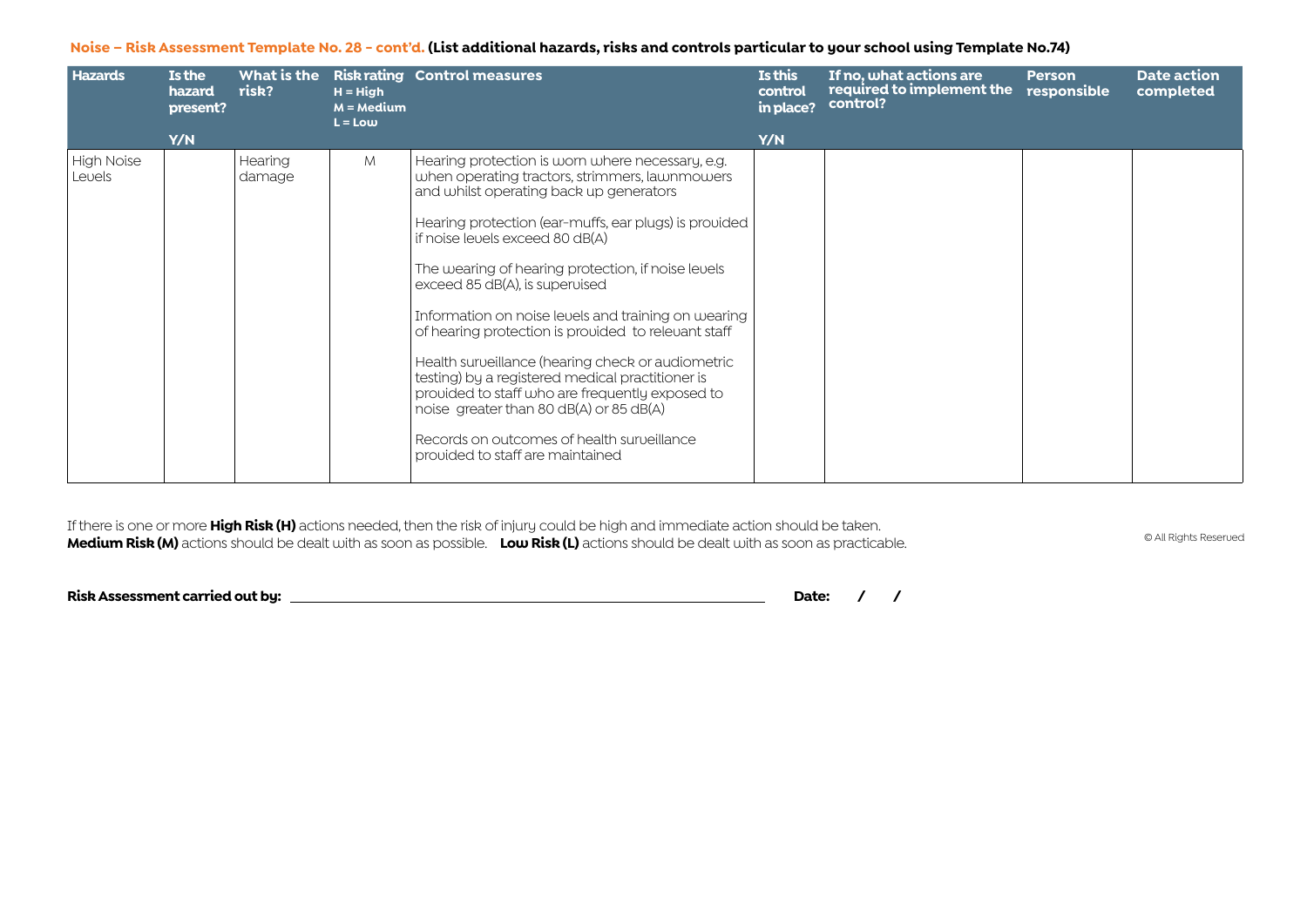**Noise – Risk Assessment Template No. 28 – cont'd. (List additional hazards, risks and controls particular to your school using Template No.74)**

| Hazards | Is the hazard present? Y/N | What is the risk? | Risk rating H = High M = Medium L = Low | Control measures | Is this control in place? Y/N | If no, what actions are required to implement the control? | Person responsible | Date action completed |
|---|---|---|---|---|---|---|---|---|
| High Noise Levels | | Hearing damage | M | Hearing protection is worn where necessary, e.g. when operating tractors, strimmers, lawnmowers and whilst operating back up generators<br><br>Hearing protection (ear-muffs, ear plugs) is provided if noise levels exceed 80 dB(A)<br><br>The wearing of hearing protection, if noise levels exceed 85 dB(A), is supervised<br><br>Information on noise levels and training on wearing of hearing protection is provided to relevant staff<br><br>Health surveillance (hearing check or audiometric testing) by a registered medical practitioner is provided to staff who are frequently exposed to noise greater than 80 dB(A) or 85 dB(A)<br><br>Records on outcomes of health surveillance provided to staff are maintained | | | | |

If there is one or more **High Risk (H)** actions needed, then the risk of injury could be high and immediate action should be taken.
**Medium Risk (M)** actions should be dealt with as soon as possible. **Low Risk (L)** actions should be dealt with as soon as practicable.

© All Rights Reserved

**Risk Assessment carried out by:** ______________________________ **Date:** / /